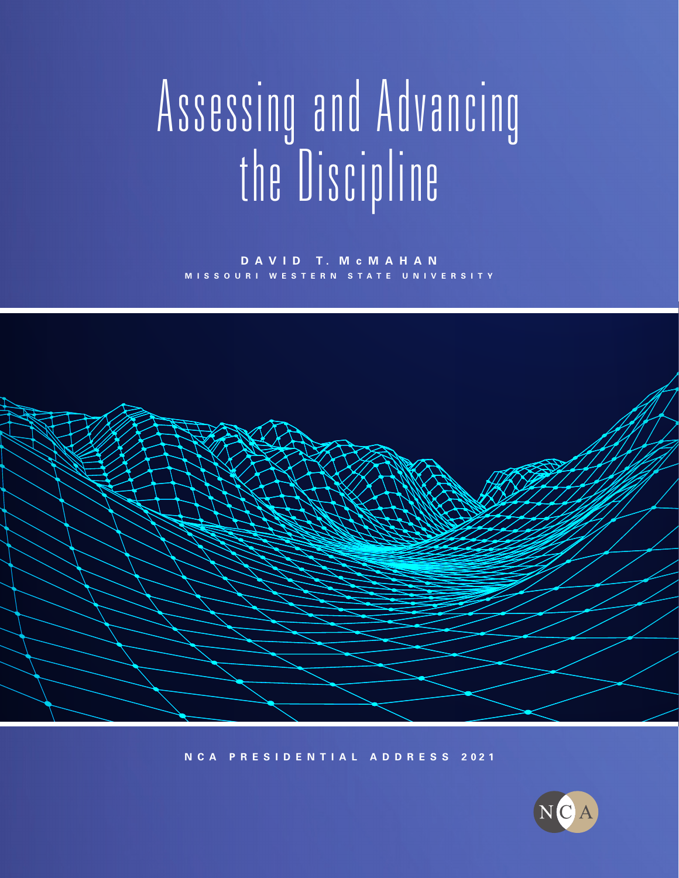# Assessing and Advancing the Discipline

**DAVID T. McMAHAN**
MISSOURI WESTERN STATE UNIVERSITY

NCA PRESIDENTIAL ADDRESS 2021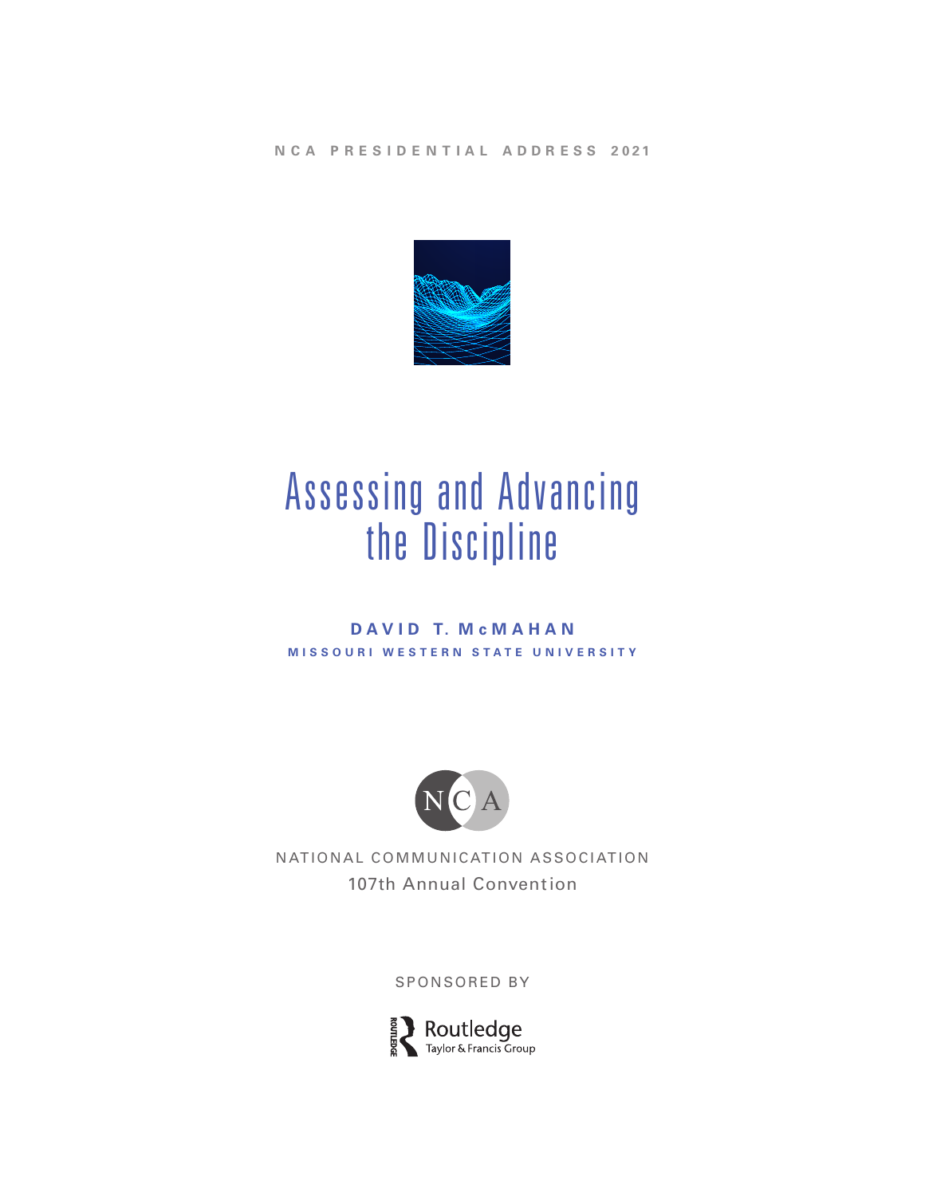NCA PRESIDENTIAL ADDRESS 2021

# Assessing and Advancing the Discipline

**DAVID T. McMAHAN**

**MISSOURI WESTERN STATE UNIVERSITY**

NCA

NATIONAL COMMUNICATION ASSOCIATION

107th Annual Convention

SPONSORED BY

Routledge
Taylor & Francis Group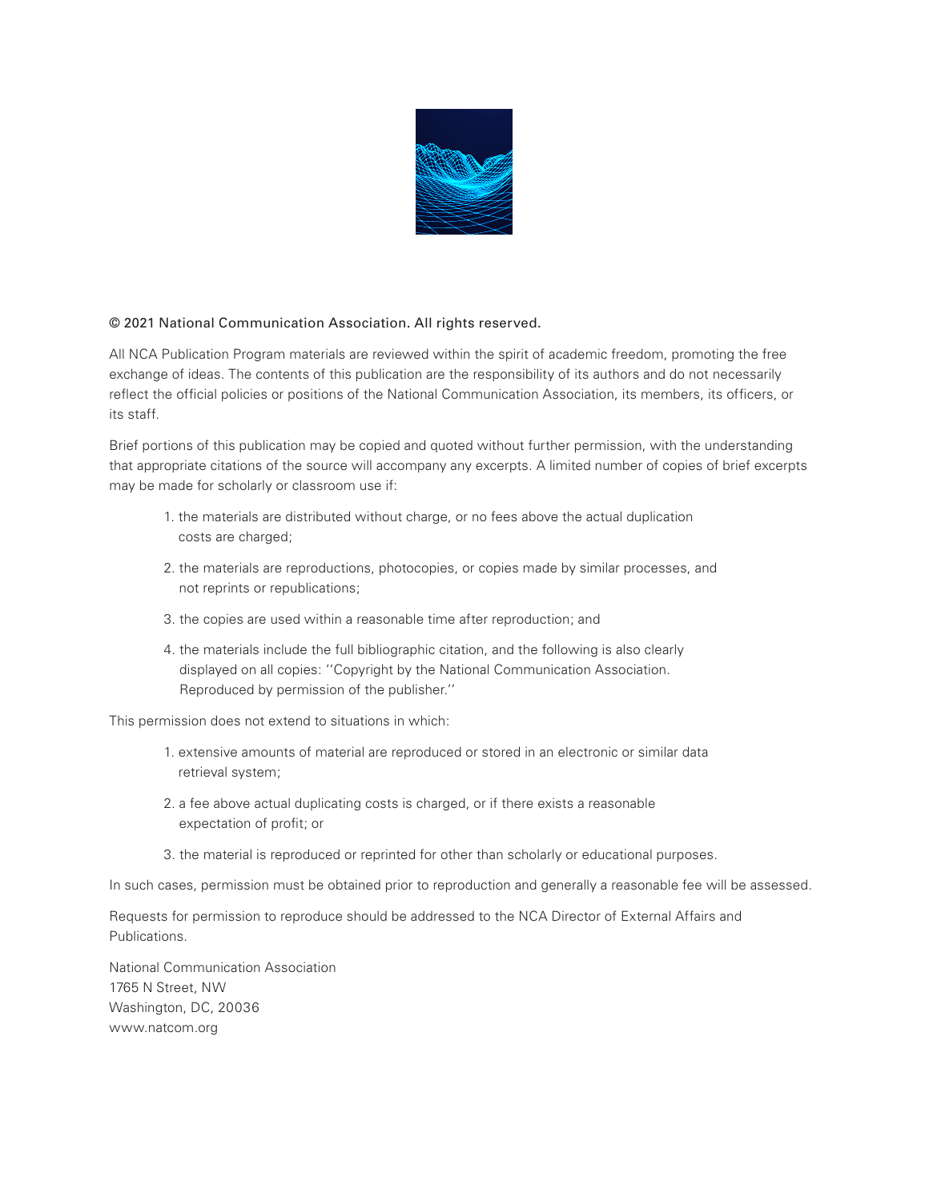© 2021 National Communication Association. All rights reserved.

All NCA Publication Program materials are reviewed within the spirit of academic freedom, promoting the free exchange of ideas. The contents of this publication are the responsibility of its authors and do not necessarily reflect the official policies or positions of the National Communication Association, its members, its officers, or its staff.

Brief portions of this publication may be copied and quoted without further permission, with the understanding that appropriate citations of the source will accompany any excerpts. A limited number of copies of brief excerpts may be made for scholarly or classroom use if:

1. the materials are distributed without charge, or no fees above the actual duplication costs are charged;
2. the materials are reproductions, photocopies, or copies made by similar processes, and not reprints or republications;
3. the copies are used within a reasonable time after reproduction; and
4. the materials include the full bibliographic citation, and the following is also clearly displayed on all copies: ''Copyright by the National Communication Association. Reproduced by permission of the publisher.''

This permission does not extend to situations in which:

1. extensive amounts of material are reproduced or stored in an electronic or similar data retrieval system;
2. a fee above actual duplicating costs is charged, or if there exists a reasonable expectation of profit; or
3. the material is reproduced or reprinted for other than scholarly or educational purposes.

In such cases, permission must be obtained prior to reproduction and generally a reasonable fee will be assessed.

Requests for permission to reproduce should be addressed to the NCA Director of External Affairs and Publications.

National Communication Association
1765 N Street, NW
Washington, DC, 20036
www.natcom.org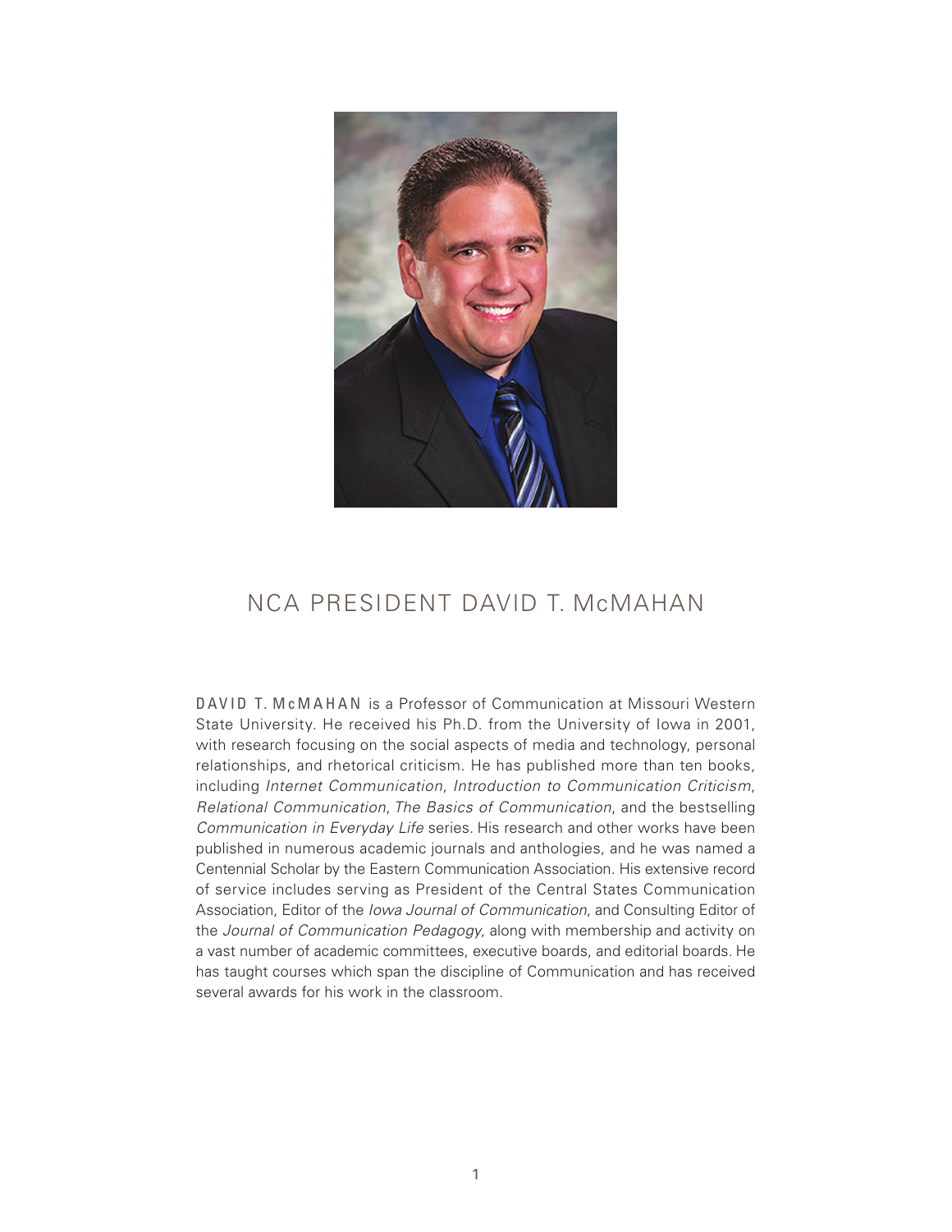# NCA PRESIDENT DAVID T. McMAHAN

DAVID T. McMAHAN is a Professor of Communication at Missouri Western State University. He received his Ph.D. from the University of Iowa in 2001, with research focusing on the social aspects of media and technology, personal relationships, and rhetorical criticism. He has published more than ten books, including *Internet Communication*, *Introduction to Communication Criticism*, *Relational Communication*, *The Basics of Communication*, and the bestselling *Communication in Everyday Life* series. His research and other works have been published in numerous academic journals and anthologies, and he was named a Centennial Scholar by the Eastern Communication Association. His extensive record of service includes serving as President of the Central States Communication Association, Editor of the *Iowa Journal of Communication*, and Consulting Editor of the *Journal of Communication Pedagogy*, along with membership and activity on a vast number of academic committees, executive boards, and editorial boards. He has taught courses which span the discipline of Communication and has received several awards for his work in the classroom.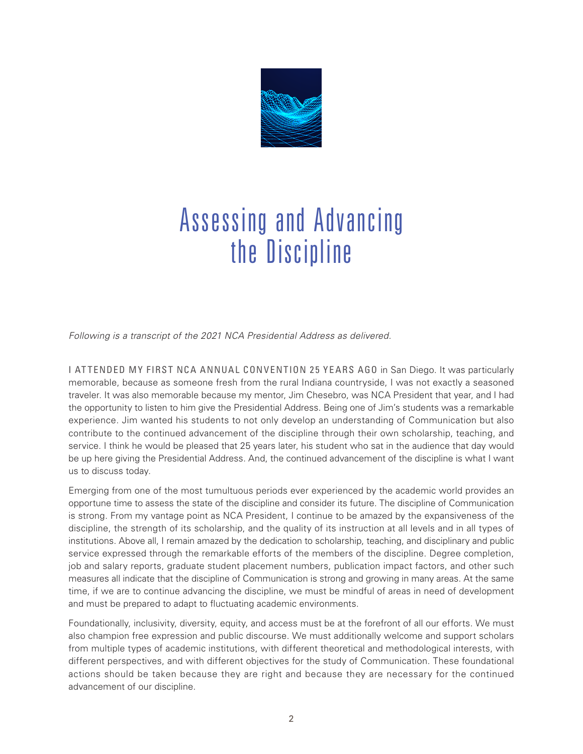# Assessing and Advancing the Discipline

*Following is a transcript of the 2021 NCA Presidential Address as delivered.*

I ATTENDED MY FIRST NCA ANNUAL CONVENTION 25 YEARS AGO in San Diego. It was particularly memorable, because as someone fresh from the rural Indiana countryside, I was not exactly a seasoned traveler. It was also memorable because my mentor, Jim Chesebro, was NCA President that year, and I had the opportunity to listen to him give the Presidential Address. Being one of Jim's students was a remarkable experience. Jim wanted his students to not only develop an understanding of Communication but also contribute to the continued advancement of the discipline through their own scholarship, teaching, and service. I think he would be pleased that 25 years later, his student who sat in the audience that day would be up here giving the Presidential Address. And, the continued advancement of the discipline is what I want us to discuss today.

Emerging from one of the most tumultuous periods ever experienced by the academic world provides an opportune time to assess the state of the discipline and consider its future. The discipline of Communication is strong. From my vantage point as NCA President, I continue to be amazed by the expansiveness of the discipline, the strength of its scholarship, and the quality of its instruction at all levels and in all types of institutions. Above all, I remain amazed by the dedication to scholarship, teaching, and disciplinary and public service expressed through the remarkable efforts of the members of the discipline. Degree completion, job and salary reports, graduate student placement numbers, publication impact factors, and other such measures all indicate that the discipline of Communication is strong and growing in many areas. At the same time, if we are to continue advancing the discipline, we must be mindful of areas in need of development and must be prepared to adapt to fluctuating academic environments.

Foundationally, inclusivity, diversity, equity, and access must be at the forefront of all our efforts. We must also champion free expression and public discourse. We must additionally welcome and support scholars from multiple types of academic institutions, with different theoretical and methodological interests, with different perspectives, and with different objectives for the study of Communication. These foundational actions should be taken because they are right and because they are necessary for the continued advancement of our discipline.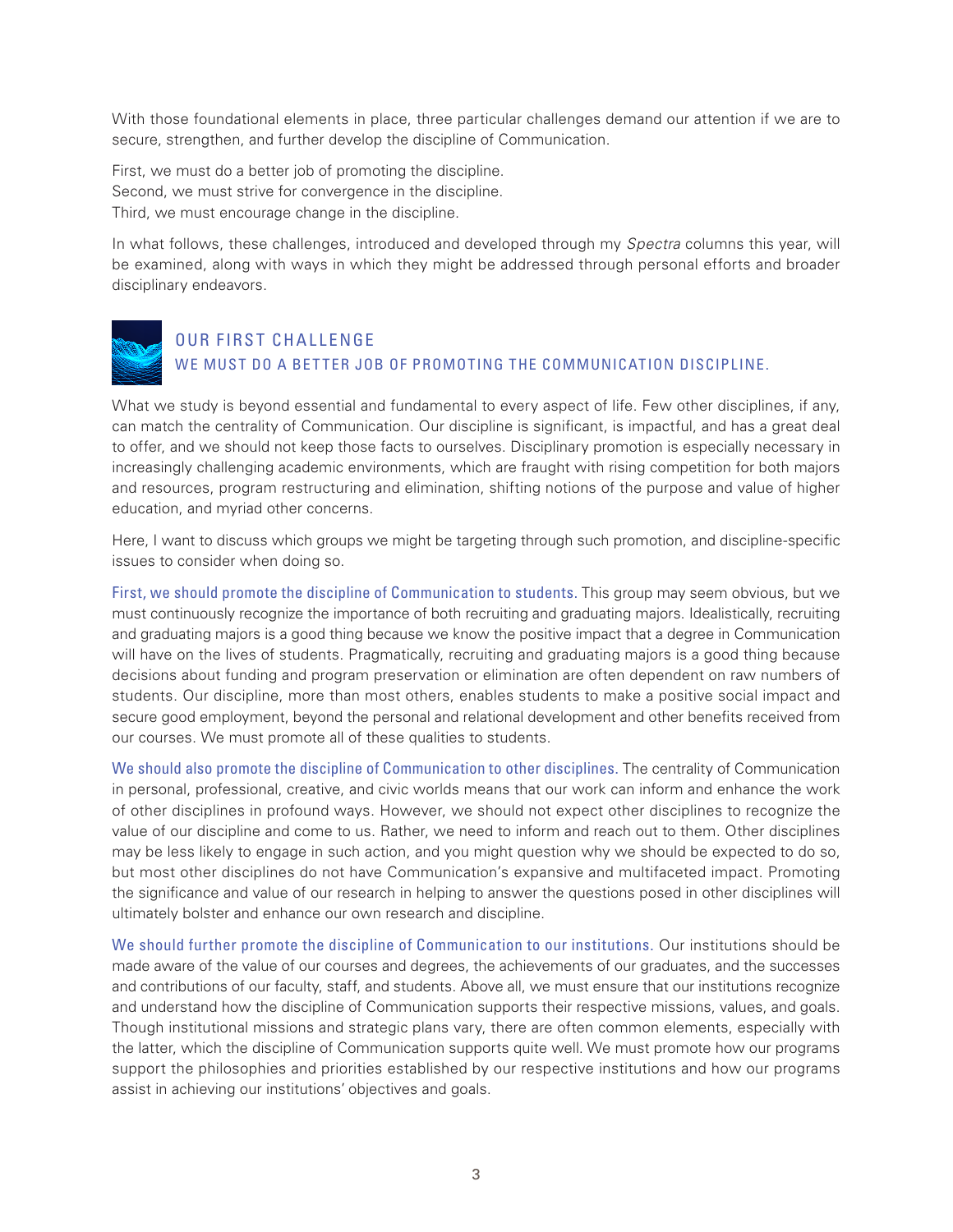With those foundational elements in place, three particular challenges demand our attention if we are to secure, strengthen, and further develop the discipline of Communication.

First, we must do a better job of promoting the discipline.
Second, we must strive for convergence in the discipline.
Third, we must encourage change in the discipline.

In what follows, these challenges, introduced and developed through my *Spectra* columns this year, will be examined, along with ways in which they might be addressed through personal efforts and broader disciplinary endeavors.

## OUR FIRST CHALLENGE

### WE MUST DO A BETTER JOB OF PROMOTING THE COMMUNICATION DISCIPLINE.

What we study is beyond essential and fundamental to every aspect of life. Few other disciplines, if any, can match the centrality of Communication. Our discipline is significant, is impactful, and has a great deal to offer, and we should not keep those facts to ourselves. Disciplinary promotion is especially necessary in increasingly challenging academic environments, which are fraught with rising competition for both majors and resources, program restructuring and elimination, shifting notions of the purpose and value of higher education, and myriad other concerns.

Here, I want to discuss which groups we might be targeting through such promotion, and discipline-specific issues to consider when doing so.

First, we should promote the discipline of Communication to students. This group may seem obvious, but we must continuously recognize the importance of both recruiting and graduating majors. Idealistically, recruiting and graduating majors is a good thing because we know the positive impact that a degree in Communication will have on the lives of students. Pragmatically, recruiting and graduating majors is a good thing because decisions about funding and program preservation or elimination are often dependent on raw numbers of students. Our discipline, more than most others, enables students to make a positive social impact and secure good employment, beyond the personal and relational development and other benefits received from our courses. We must promote all of these qualities to students.

We should also promote the discipline of Communication to other disciplines. The centrality of Communication in personal, professional, creative, and civic worlds means that our work can inform and enhance the work of other disciplines in profound ways. However, we should not expect other disciplines to recognize the value of our discipline and come to us. Rather, we need to inform and reach out to them. Other disciplines may be less likely to engage in such action, and you might question why we should be expected to do so, but most other disciplines do not have Communication's expansive and multifaceted impact. Promoting the significance and value of our research in helping to answer the questions posed in other disciplines will ultimately bolster and enhance our own research and discipline.

We should further promote the discipline of Communication to our institutions. Our institutions should be made aware of the value of our courses and degrees, the achievements of our graduates, and the successes and contributions of our faculty, staff, and students. Above all, we must ensure that our institutions recognize and understand how the discipline of Communication supports their respective missions, values, and goals. Though institutional missions and strategic plans vary, there are often common elements, especially with the latter, which the discipline of Communication supports quite well. We must promote how our programs support the philosophies and priorities established by our respective institutions and how our programs assist in achieving our institutions' objectives and goals.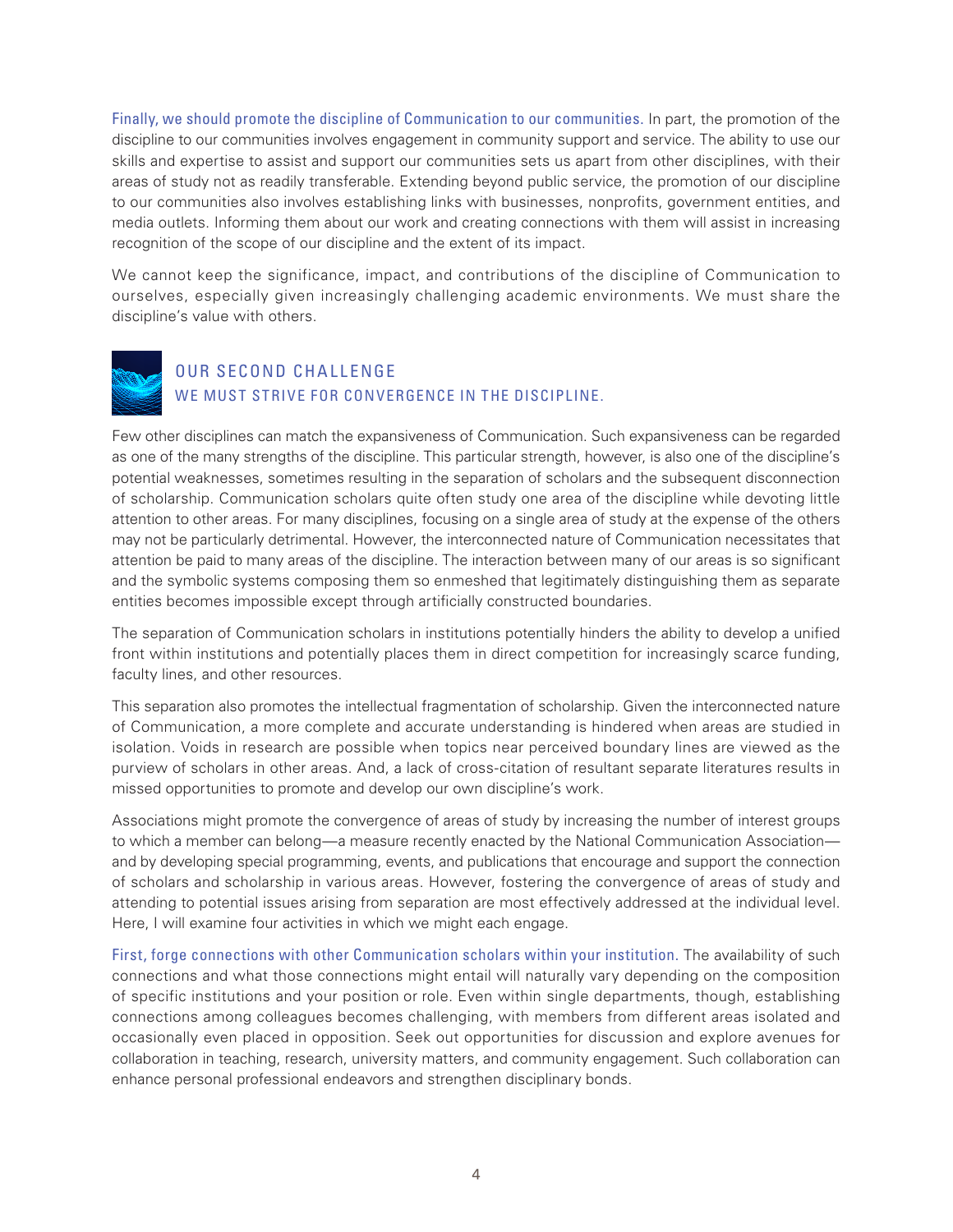Finally, we should promote the discipline of Communication to our communities. In part, the promotion of the discipline to our communities involves engagement in community support and service. The ability to use our skills and expertise to assist and support our communities sets us apart from other disciplines, with their areas of study not as readily transferable. Extending beyond public service, the promotion of our discipline to our communities also involves establishing links with businesses, nonprofits, government entities, and media outlets. Informing them about our work and creating connections with them will assist in increasing recognition of the scope of our discipline and the extent of its impact.

We cannot keep the significance, impact, and contributions of the discipline of Communication to ourselves, especially given increasingly challenging academic environments. We must share the discipline's value with others.

## OUR SECOND CHALLENGE

### WE MUST STRIVE FOR CONVERGENCE IN THE DISCIPLINE.

Few other disciplines can match the expansiveness of Communication. Such expansiveness can be regarded as one of the many strengths of the discipline. This particular strength, however, is also one of the discipline's potential weaknesses, sometimes resulting in the separation of scholars and the subsequent disconnection of scholarship. Communication scholars quite often study one area of the discipline while devoting little attention to other areas. For many disciplines, focusing on a single area of study at the expense of the others may not be particularly detrimental. However, the interconnected nature of Communication necessitates that attention be paid to many areas of the discipline. The interaction between many of our areas is so significant and the symbolic systems composing them so enmeshed that legitimately distinguishing them as separate entities becomes impossible except through artificially constructed boundaries.

The separation of Communication scholars in institutions potentially hinders the ability to develop a unified front within institutions and potentially places them in direct competition for increasingly scarce funding, faculty lines, and other resources.

This separation also promotes the intellectual fragmentation of scholarship. Given the interconnected nature of Communication, a more complete and accurate understanding is hindered when areas are studied in isolation. Voids in research are possible when topics near perceived boundary lines are viewed as the purview of scholars in other areas. And, a lack of cross-citation of resultant separate literatures results in missed opportunities to promote and develop our own discipline's work.

Associations might promote the convergence of areas of study by increasing the number of interest groups to which a member can belong—a measure recently enacted by the National Communication Association—and by developing special programming, events, and publications that encourage and support the connection of scholars and scholarship in various areas. However, fostering the convergence of areas of study and attending to potential issues arising from separation are most effectively addressed at the individual level. Here, I will examine four activities in which we might each engage.

First, forge connections with other Communication scholars within your institution. The availability of such connections and what those connections might entail will naturally vary depending on the composition of specific institutions and your position or role. Even within single departments, though, establishing connections among colleagues becomes challenging, with members from different areas isolated and occasionally even placed in opposition. Seek out opportunities for discussion and explore avenues for collaboration in teaching, research, university matters, and community engagement. Such collaboration can enhance personal professional endeavors and strengthen disciplinary bonds.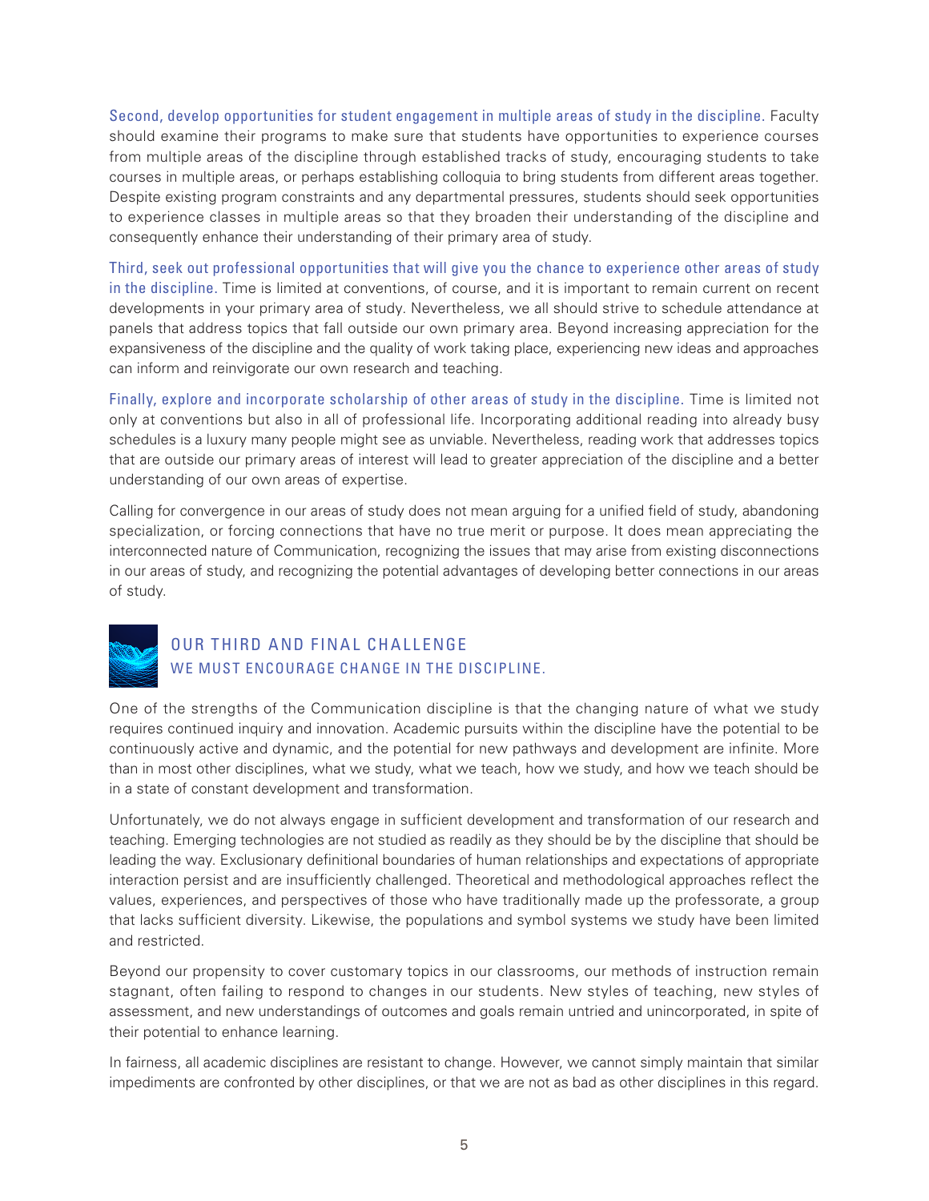**Second, develop opportunities for student engagement in multiple areas of study in the discipline.** Faculty should examine their programs to make sure that students have opportunities to experience courses from multiple areas of the discipline through established tracks of study, encouraging students to take courses in multiple areas, or perhaps establishing colloquia to bring students from different areas together. Despite existing program constraints and any departmental pressures, students should seek opportunities to experience classes in multiple areas so that they broaden their understanding of the discipline and consequently enhance their understanding of their primary area of study.

**Third, seek out professional opportunities that will give you the chance to experience other areas of study in the discipline.** Time is limited at conventions, of course, and it is important to remain current on recent developments in your primary area of study. Nevertheless, we all should strive to schedule attendance at panels that address topics that fall outside our own primary area. Beyond increasing appreciation for the expansiveness of the discipline and the quality of work taking place, experiencing new ideas and approaches can inform and reinvigorate our own research and teaching.

**Finally, explore and incorporate scholarship of other areas of study in the discipline.** Time is limited not only at conventions but also in all of professional life. Incorporating additional reading into already busy schedules is a luxury many people might see as unviable. Nevertheless, reading work that addresses topics that are outside our primary areas of interest will lead to greater appreciation of the discipline and a better understanding of our own areas of expertise.

Calling for convergence in our areas of study does not mean arguing for a unified field of study, abandoning specialization, or forcing connections that have no true merit or purpose. It does mean appreciating the interconnected nature of Communication, recognizing the issues that may arise from existing disconnections in our areas of study, and recognizing the potential advantages of developing better connections in our areas of study.

## OUR THIRD AND FINAL CHALLENGE
### WE MUST ENCOURAGE CHANGE IN THE DISCIPLINE.

One of the strengths of the Communication discipline is that the changing nature of what we study requires continued inquiry and innovation. Academic pursuits within the discipline have the potential to be continuously active and dynamic, and the potential for new pathways and development are infinite. More than in most other disciplines, what we study, what we teach, how we study, and how we teach should be in a state of constant development and transformation.

Unfortunately, we do not always engage in sufficient development and transformation of our research and teaching. Emerging technologies are not studied as readily as they should be by the discipline that should be leading the way. Exclusionary definitional boundaries of human relationships and expectations of appropriate interaction persist and are insufficiently challenged. Theoretical and methodological approaches reflect the values, experiences, and perspectives of those who have traditionally made up the professorate, a group that lacks sufficient diversity. Likewise, the populations and symbol systems we study have been limited and restricted.

Beyond our propensity to cover customary topics in our classrooms, our methods of instruction remain stagnant, often failing to respond to changes in our students. New styles of teaching, new styles of assessment, and new understandings of outcomes and goals remain untried and unincorporated, in spite of their potential to enhance learning.

In fairness, all academic disciplines are resistant to change. However, we cannot simply maintain that similar impediments are confronted by other disciplines, or that we are not as bad as other disciplines in this regard.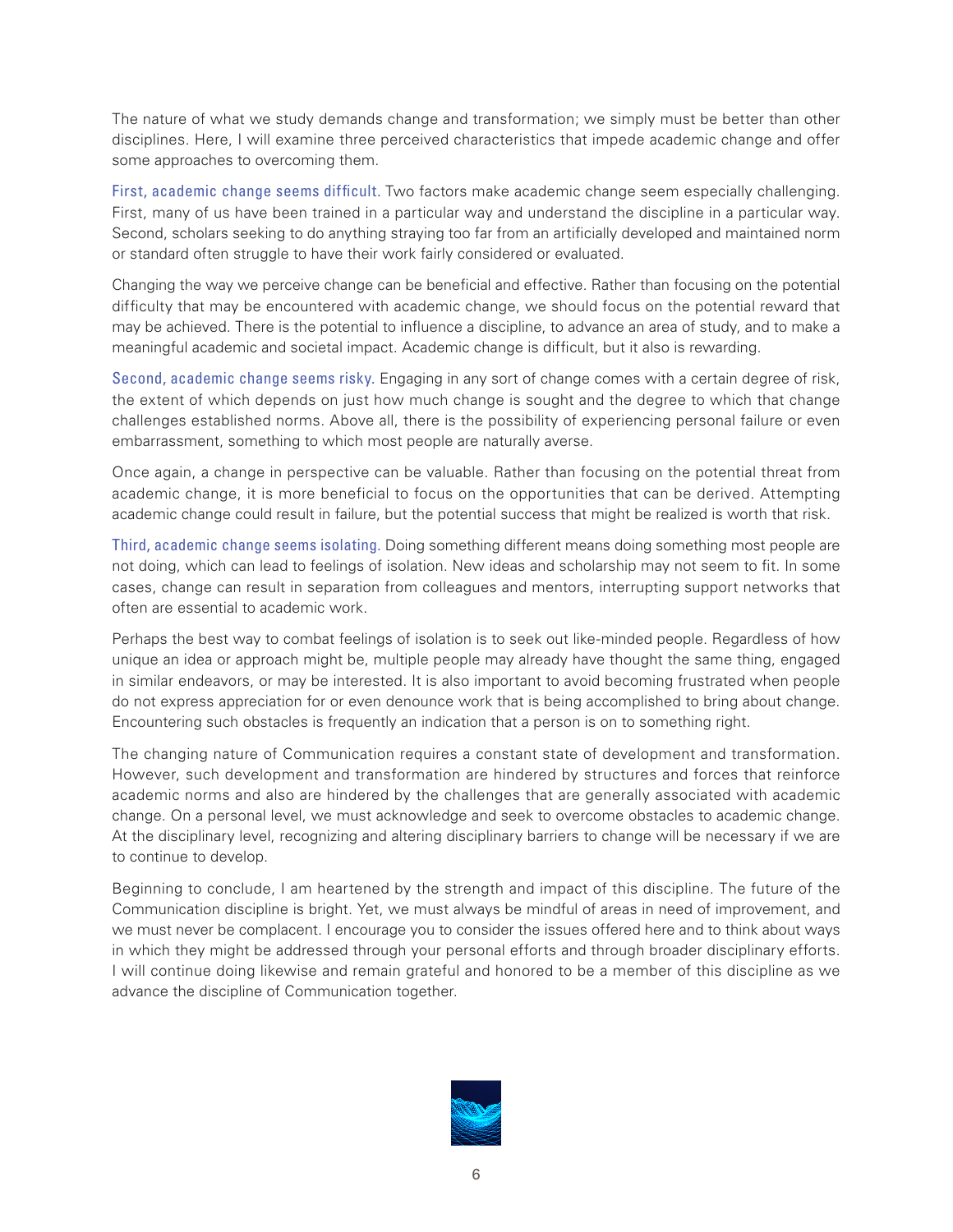The nature of what we study demands change and transformation; we simply must be better than other disciplines. Here, I will examine three perceived characteristics that impede academic change and offer some approaches to overcoming them.

First, academic change seems difficult. Two factors make academic change seem especially challenging. First, many of us have been trained in a particular way and understand the discipline in a particular way. Second, scholars seeking to do anything straying too far from an artificially developed and maintained norm or standard often struggle to have their work fairly considered or evaluated.

Changing the way we perceive change can be beneficial and effective. Rather than focusing on the potential difficulty that may be encountered with academic change, we should focus on the potential reward that may be achieved. There is the potential to influence a discipline, to advance an area of study, and to make a meaningful academic and societal impact. Academic change is difficult, but it also is rewarding.

Second, academic change seems risky. Engaging in any sort of change comes with a certain degree of risk, the extent of which depends on just how much change is sought and the degree to which that change challenges established norms. Above all, there is the possibility of experiencing personal failure or even embarrassment, something to which most people are naturally averse.

Once again, a change in perspective can be valuable. Rather than focusing on the potential threat from academic change, it is more beneficial to focus on the opportunities that can be derived. Attempting academic change could result in failure, but the potential success that might be realized is worth that risk.

Third, academic change seems isolating. Doing something different means doing something most people are not doing, which can lead to feelings of isolation. New ideas and scholarship may not seem to fit. In some cases, change can result in separation from colleagues and mentors, interrupting support networks that often are essential to academic work.

Perhaps the best way to combat feelings of isolation is to seek out like-minded people. Regardless of how unique an idea or approach might be, multiple people may already have thought the same thing, engaged in similar endeavors, or may be interested. It is also important to avoid becoming frustrated when people do not express appreciation for or even denounce work that is being accomplished to bring about change. Encountering such obstacles is frequently an indication that a person is on to something right.

The changing nature of Communication requires a constant state of development and transformation. However, such development and transformation are hindered by structures and forces that reinforce academic norms and also are hindered by the challenges that are generally associated with academic change. On a personal level, we must acknowledge and seek to overcome obstacles to academic change. At the disciplinary level, recognizing and altering disciplinary barriers to change will be necessary if we are to continue to develop.

Beginning to conclude, I am heartened by the strength and impact of this discipline. The future of the Communication discipline is bright. Yet, we must always be mindful of areas in need of improvement, and we must never be complacent. I encourage you to consider the issues offered here and to think about ways in which they might be addressed through your personal efforts and through broader disciplinary efforts. I will continue doing likewise and remain grateful and honored to be a member of this discipline as we advance the discipline of Communication together.